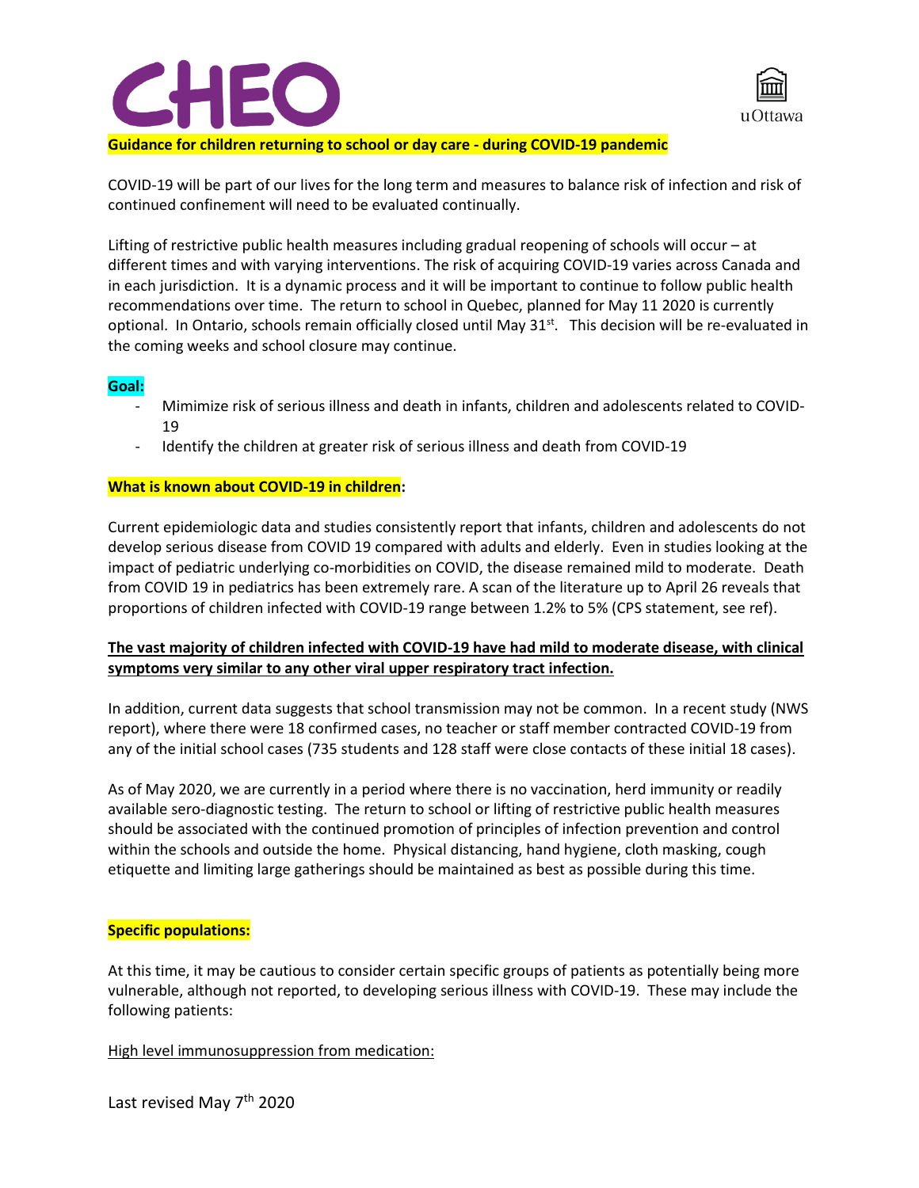CHEO

uOttawa

# Guidance for children returning to school or day care - during COVID-19 pandemic

COVID-19 will be part of our lives for the long term and measures to balance risk of infection and risk of continued confinement will need to be evaluated continually.

Lifting of restrictive public health measures including gradual reopening of schools will occur – at different times and with varying interventions. The risk of acquiring COVID-19 varies across Canada and in each jurisdiction. It is a dynamic process and it will be important to continue to follow public health recommendations over time. The return to school in Quebec, planned for May 11 2020 is currently optional. In Ontario, schools remain officially closed until May 31st. This decision will be re-evaluated in the coming weeks and school closure may continue.

## Goal:

- Mimimize risk of serious illness and death in infants, children and adolescents related to COVID-19
- Identify the children at greater risk of serious illness and death from COVID-19

## What is known about COVID-19 in children:

Current epidemiologic data and studies consistently report that infants, children and adolescents do not develop serious disease from COVID 19 compared with adults and elderly. Even in studies looking at the impact of pediatric underlying co-morbidities on COVID, the disease remained mild to moderate. Death from COVID 19 in pediatrics has been extremely rare. A scan of the literature up to April 26 reveals that proportions of children infected with COVID-19 range between 1.2% to 5% (CPS statement, see ref).

**The vast majority of children infected with COVID-19 have had mild to moderate disease, with clinical symptoms very similar to any other viral upper respiratory tract infection.**

In addition, current data suggests that school transmission may not be common. In a recent study (NWS report), where there were 18 confirmed cases, no teacher or staff member contracted COVID-19 from any of the initial school cases (735 students and 128 staff were close contacts of these initial 18 cases).

As of May 2020, we are currently in a period where there is no vaccination, herd immunity or readily available sero-diagnostic testing. The return to school or lifting of restrictive public health measures should be associated with the continued promotion of principles of infection prevention and control within the schools and outside the home. Physical distancing, hand hygiene, cloth masking, cough etiquette and limiting large gatherings should be maintained as best as possible during this time.

## Specific populations:

At this time, it may be cautious to consider certain specific groups of patients as potentially being more vulnerable, although not reported, to developing serious illness with COVID-19. These may include the following patients:

High level immunosuppression from medication:

Last revised May 7th 2020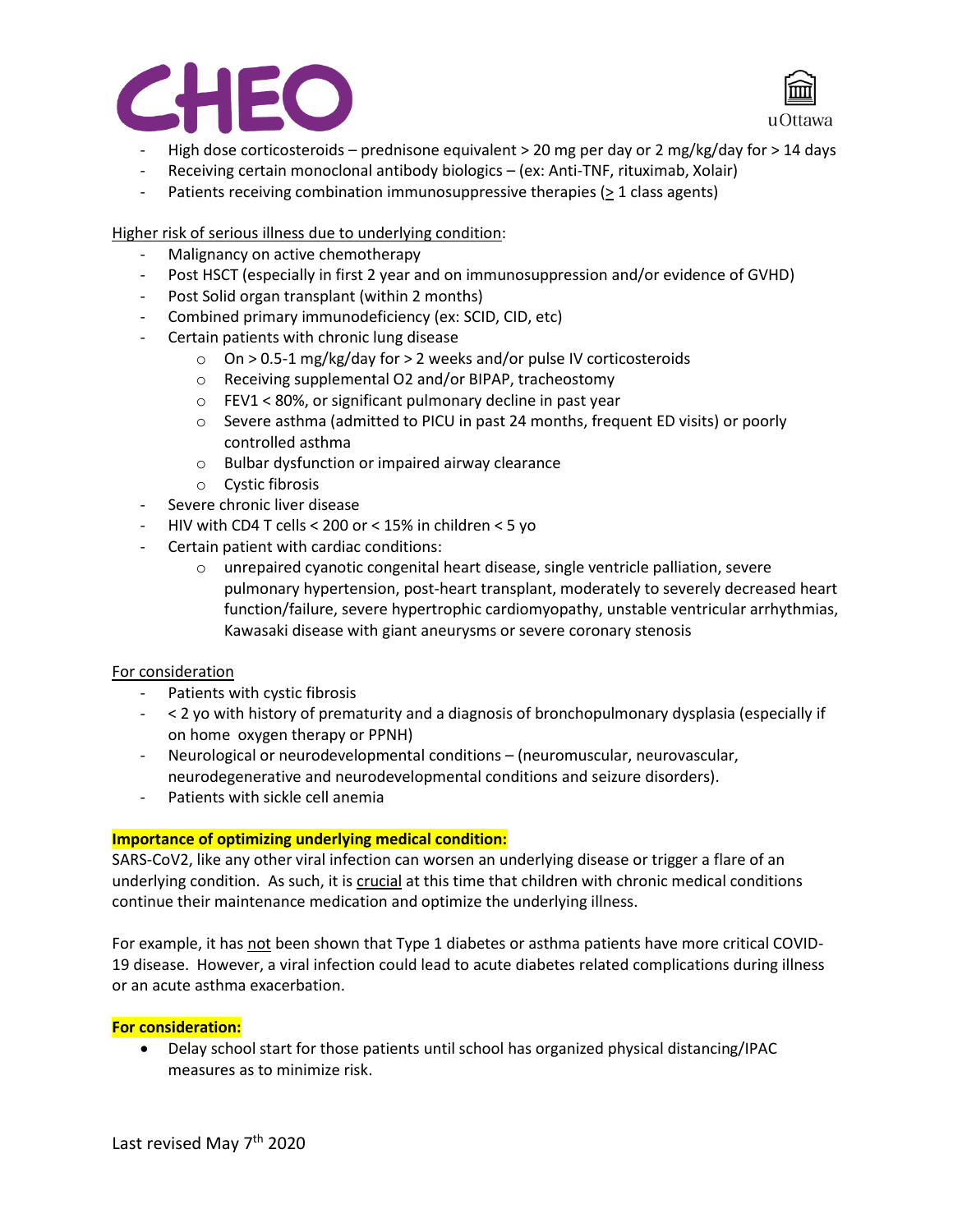- High dose corticosteroids – prednisone equivalent > 20 mg per day or 2 mg/kg/day for > 14 days
- Receiving certain monoclonal antibody biologics – (ex: Anti-TNF, rituximab, Xolair)
- Patients receiving combination immunosuppressive therapies (≥ 1 class agents)

<u>Higher risk of serious illness due to underlying condition</u>:

- Malignancy on active chemotherapy
- Post HSCT (especially in first 2 year and on immunosuppression and/or evidence of GVHD)
- Post Solid organ transplant (within 2 months)
- Combined primary immunodeficiency (ex: SCID, CID, etc)
- Certain patients with chronic lung disease
  - On > 0.5-1 mg/kg/day for > 2 weeks and/or pulse IV corticosteroids
  - Receiving supplemental O2 and/or BIPAP, tracheostomy
  - FEV1 < 80%, or significant pulmonary decline in past year
  - Severe asthma (admitted to PICU in past 24 months, frequent ED visits) or poorly controlled asthma
  - Bulbar dysfunction or impaired airway clearance
  - Cystic fibrosis
- Severe chronic liver disease
- HIV with CD4 T cells < 200 or < 15% in children < 5 yo
- Certain patient with cardiac conditions:
  - unrepaired cyanotic congenital heart disease, single ventricle palliation, severe pulmonary hypertension, post-heart transplant, moderately to severely decreased heart function/failure, severe hypertrophic cardiomyopathy, unstable ventricular arrhythmias, Kawasaki disease with giant aneurysms or severe coronary stenosis

<u>For consideration</u>

- Patients with cystic fibrosis
- < 2 yo with history of prematurity and a diagnosis of bronchopulmonary dysplasia (especially if on home oxygen therapy or PPNH)
- Neurological or neurodevelopmental conditions – (neuromuscular, neurovascular, neurodegenerative and neurodevelopmental conditions and seizure disorders).
- Patients with sickle cell anemia

**Importance of optimizing underlying medical condition:**

SARS-CoV2, like any other viral infection can worsen an underlying disease or trigger a flare of an underlying condition. As such, it is <u>crucial</u> at this time that children with chronic medical conditions continue their maintenance medication and optimize the underlying illness.

For example, it has <u>not</u> been shown that Type 1 diabetes or asthma patients have more critical COVID-19 disease. However, a viral infection could lead to acute diabetes related complications during illness or an acute asthma exacerbation.

**For consideration:**

- Delay school start for those patients until school has organized physical distancing/IPAC measures as to minimize risk.

Last revised May 7th 2020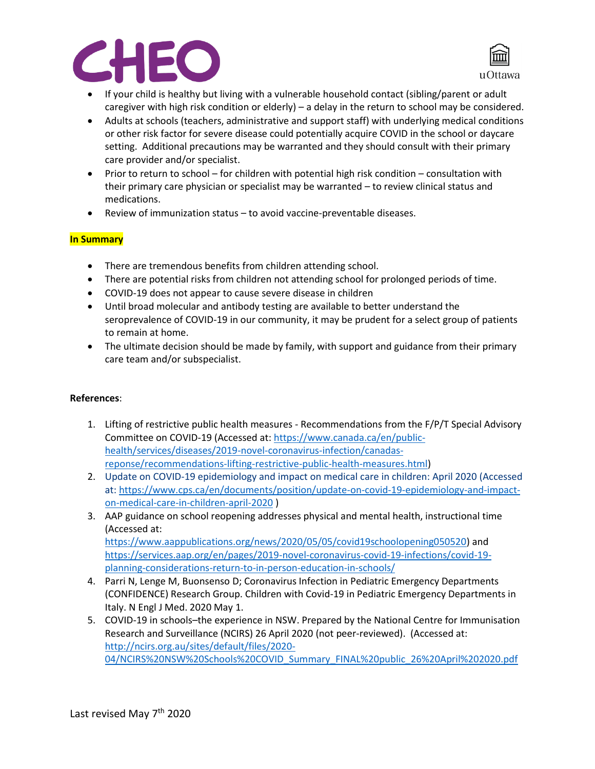- If your child is healthy but living with a vulnerable household contact (sibling/parent or adult caregiver with high risk condition or elderly) – a delay in the return to school may be considered.
- Adults at schools (teachers, administrative and support staff) with underlying medical conditions or other risk factor for severe disease could potentially acquire COVID in the school or daycare setting. Additional precautions may be warranted and they should consult with their primary care provider and/or specialist.
- Prior to return to school – for children with potential high risk condition – consultation with their primary care physician or specialist may be warranted – to review clinical status and medications.
- Review of immunization status – to avoid vaccine-preventable diseases.

**In Summary**

- There are tremendous benefits from children attending school.
- There are potential risks from children not attending school for prolonged periods of time.
- COVID-19 does not appear to cause severe disease in children
- Until broad molecular and antibody testing are available to better understand the seroprevalence of COVID-19 in our community, it may be prudent for a select group of patients to remain at home.
- The ultimate decision should be made by family, with support and guidance from their primary care team and/or subspecialist.

**References**:

1. Lifting of restrictive public health measures - Recommendations from the F/P/T Special Advisory Committee on COVID-19 (Accessed at: https://www.canada.ca/en/public-health/services/diseases/2019-novel-coronavirus-infection/canadas-reponse/recommendations-lifting-restrictive-public-health-measures.html)
2. Update on COVID-19 epidemiology and impact on medical care in children: April 2020 (Accessed at: https://www.cps.ca/en/documents/position/update-on-covid-19-epidemiology-and-impact-on-medical-care-in-children-april-2020 )
3. AAP guidance on school reopening addresses physical and mental health, instructional time (Accessed at: https://www.aappublications.org/news/2020/05/05/covid19schoolopening050520) and https://services.aap.org/en/pages/2019-novel-coronavirus-covid-19-infections/covid-19-planning-considerations-return-to-in-person-education-in-schools/
4. Parri N, Lenge M, Buonsenso D; Coronavirus Infection in Pediatric Emergency Departments (CONFIDENCE) Research Group. Children with Covid-19 in Pediatric Emergency Departments in Italy. N Engl J Med. 2020 May 1.
5. COVID-19 in schools–the experience in NSW. Prepared by the National Centre for Immunisation Research and Surveillance (NCIRS) 26 April 2020 (not peer-reviewed). (Accessed at: http://ncirs.org.au/sites/default/files/2020-04/NCIRS%20NSW%20Schools%20COVID_Summary_FINAL%20public_26%20April%202020.pdf

Last revised May 7th 2020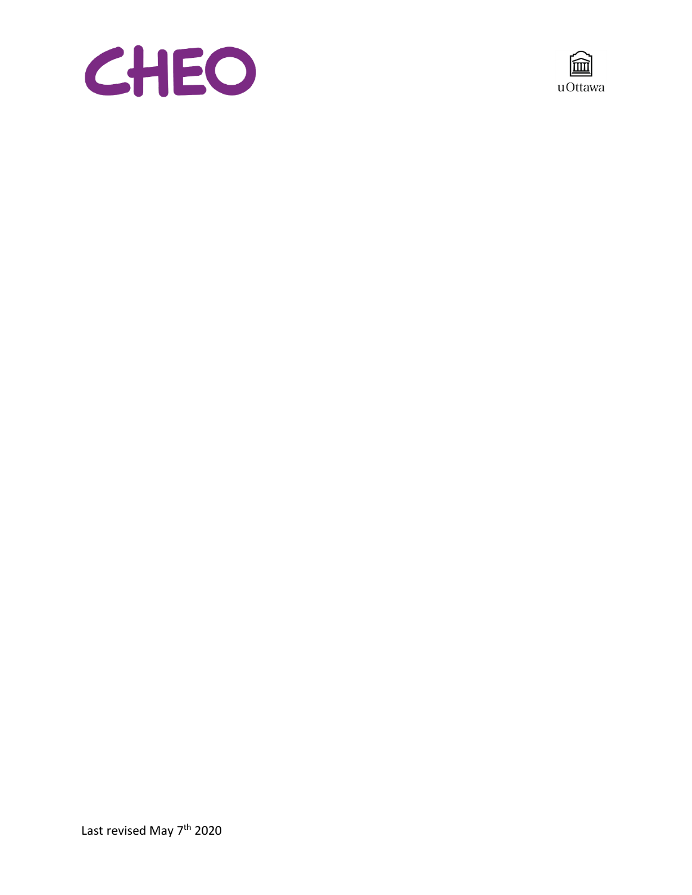Last revised May 7th 2020